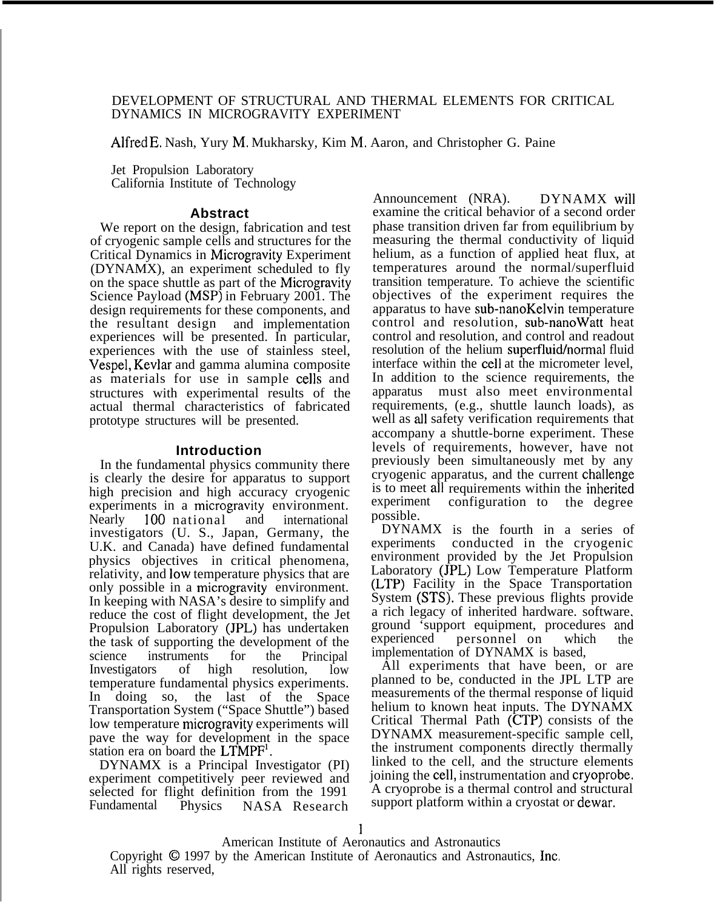# DEVELOPMENT OF STRUCTURAL AND THERMAL ELEMENTS FOR CRITICAL DYNAMICS IN MICROGRAVITY EXPERIMENT

Alfred E. Nash, Yury M. Mukharsky, Kim M. Aaron, and Christopher G. Paine

Jet Propulsion Laboratory
California Institute of Technology

## Abstract

We report on the design, fabrication and test of cryogenic sample cells and structures for the Critical Dynamics in Microgravity Experiment (DYNAMX), an experiment scheduled to fly on the space shuttle as part of the Microgravity Science Payload (MSP) in February 2001. The design requirements for these components, and the resultant design and implementation experiences will be presented. In particular, experiences with the use of stainless steel, Vespel, Kevlar and gamma alumina composite as materials for use in sample cells and structures with experimental results of the actual thermal characteristics of fabricated prototype structures will be presented.

## Introduction

In the fundamental physics community there is clearly the desire for apparatus to support high precision and high accuracy cryogenic experiments in a microgravity environment. Nearly 100 national and international investigators (U. S., Japan, Germany, the U.K. and Canada) have defined fundamental physics objectives in critical phenomena, relativity, and low temperature physics that are only possible in a microgravity environment. In keeping with NASA's desire to simplify and reduce the cost of flight development, the Jet Propulsion Laboratory (JPL) has undertaken the task of supporting the development of the science instruments for the Principal Investigators of high resolution, low temperature fundamental physics experiments. In doing so, the last of the Space Transportation System ("Space Shuttle") based low temperature microgravity experiments will pave the way for development in the space station era on board the LTMPF[1].

DYNAMX is a Principal Investigator (PI) experiment competitively peer reviewed and selected for flight definition from the 1991 Fundamental Physics NASA Research Announcement (NRA). DYNAMX will examine the critical behavior of a second order phase transition driven far from equilibrium by measuring the thermal conductivity of liquid helium, as a function of applied heat flux, at temperatures around the normal/superfluid transition temperature. To achieve the scientific objectives of the experiment requires the apparatus to have sub-nanoKelvin temperature control and resolution, sub-nanoWatt heat control and resolution, and control and readout resolution of the helium superfluid/normal fluid interface within the cell at the micrometer level, In addition to the science requirements, the apparatus must also meet environmental requirements, (e.g., shuttle launch loads), as well as all safety verification requirements that accompany a shuttle-borne experiment. These levels of requirements, however, have not previously been simultaneously met by any cryogenic apparatus, and the current challenge is to meet all requirements within the inherited experiment configuration to the degree possible.

DYNAMX is the fourth in a series of experiments conducted in the cryogenic environment provided by the Jet Propulsion Laboratory (JPL) Low Temperature Platform (LTP) Facility in the Space Transportation System (STS). These previous flights provide a rich legacy of inherited hardware. software, ground 'support equipment, procedures and experienced personnel on which the implementation of DYNAMX is based,

All experiments that have been, or are planned to be, conducted in the JPL LTP are measurements of the thermal response of liquid helium to known heat inputs. The DYNAMX Critical Thermal Path (CTP) consists of the DYNAMX measurement-specific sample cell, the instrument components directly thermally linked to the cell, and the structure elements joining the cell, instrumentation and cryoprobe. A cryoprobe is a thermal control and structural support platform within a cryostat or dewar.

American Institute of Aeronautics and Astronautics
Copyright © 1997 by the American Institute of Aeronautics and Astronautics, Inc. All rights reserved,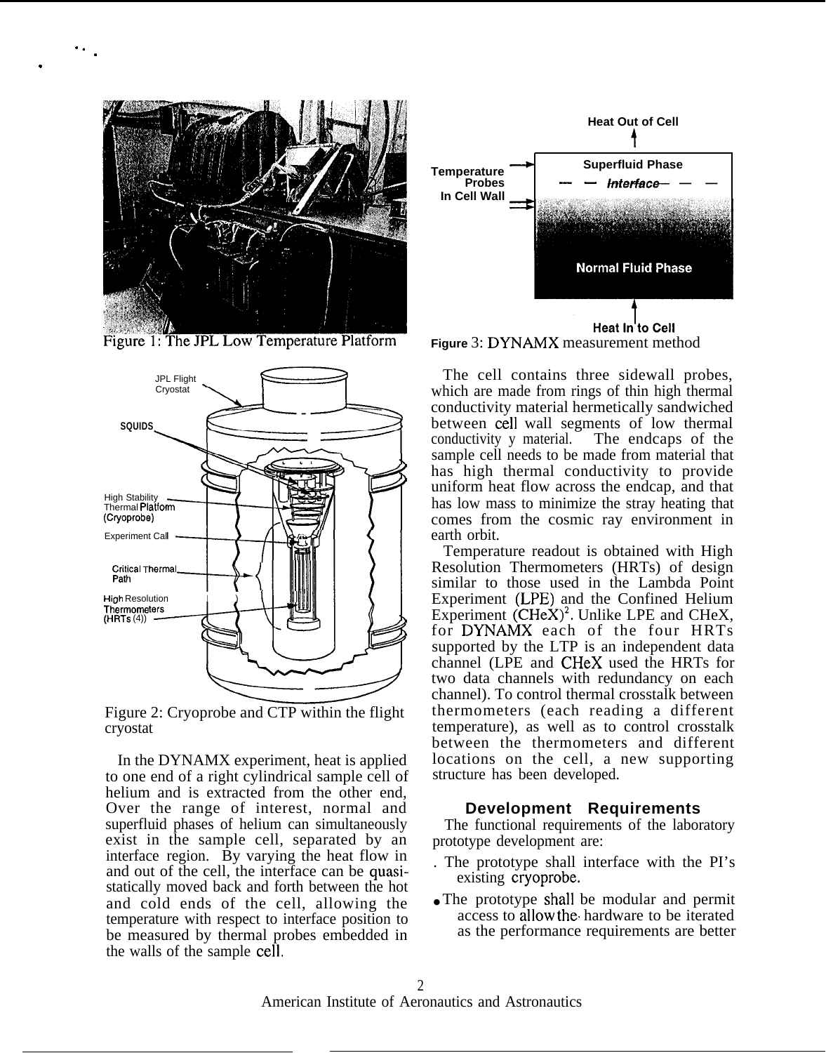Figure 1: The JPL Low Temperature Platform

Figure 2: Cryoprobe and CTP within the flight cryostat

In the DYNAMX experiment, heat is applied to one end of a right cylindrical sample cell of helium and is extracted from the other end, Over the range of interest, normal and superfluid phases of helium can simultaneously exist in the sample cell, separated by an interface region. By varying the heat flow in and out of the cell, the interface can be quasi-statically moved back and forth between the hot and cold ends of the cell, allowing the temperature with respect to interface position to be measured by thermal probes embedded in the walls of the sample cell.

Figure 3: DYNAMX measurement method

The cell contains three sidewall probes, which are made from rings of thin high thermal conductivity material hermetically sandwiched between cell wall segments of low thermal conductivity y material. The endcaps of the sample cell needs to be made from material that has high thermal conductivity to provide uniform heat flow across the endcap, and that has low mass to minimize the stray heating that comes from the cosmic ray environment in earth orbit.

Temperature readout is obtained with High Resolution Thermometers (HRTs) of design similar to those used in the Lambda Point Experiment (LPE) and the Confined Helium Experiment (CHeX)[2]. Unlike LPE and CHeX, for DYNAMX each of the four HRTs supported by the LTP is an independent data channel (LPE and CHeX used the HRTs for two data channels with redundancy on each channel). To control thermal crosstalk between thermometers (each reading a different temperature), as well as to control crosstalk between the thermometers and different locations on the cell, a new supporting structure has been developed.

## Development Requirements

The functional requirements of the laboratory prototype development are:

- The prototype shall interface with the PI's existing cryoprobe.
- The prototype shall be modular and permit access to allow the hardware to be iterated as the performance requirements are better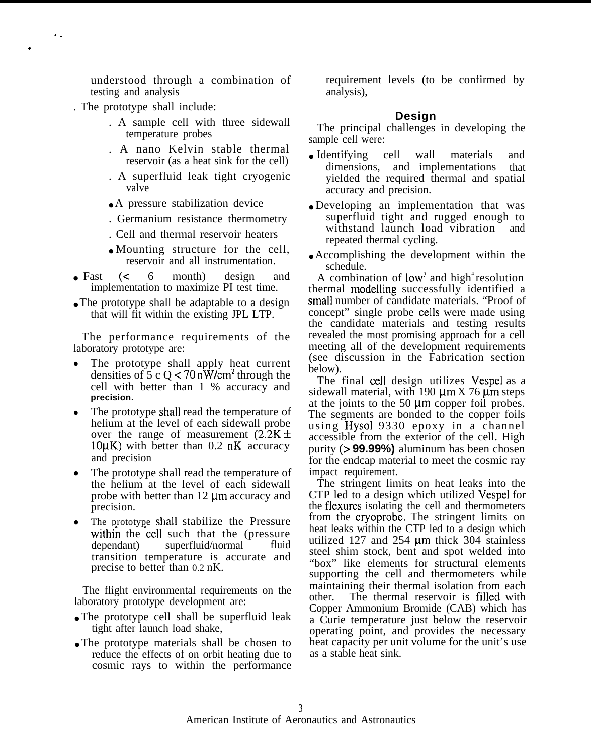understood through a combination of testing and analysis

- The prototype shall include:
  - A sample cell with three sidewall temperature probes
  - A nano Kelvin stable thermal reservoir (as a heat sink for the cell)
  - A superfluid leak tight cryogenic valve
  - A pressure stabilization device
  - Germanium resistance thermometry
  - Cell and thermal reservoir heaters
  - Mounting structure for the cell, reservoir and all instrumentation.
- Fast (< 6 month) design and implementation to maximize PI test time.
- The prototype shall be adaptable to a design that will fit within the existing JPL LTP.

The performance requirements of the laboratory prototype are:

- The prototype shall apply heat current densities of 5 c Q < 70 $nW/cm^2$ through the cell with better than 1 % accuracy and **precision.**
- The prototype shall read the temperature of helium at the level of each sidewall probe over the range of measurement (2.2K ± 10μK) with better than 0.2 nK accuracy and precision
- The prototype shall read the temperature of the helium at the level of each sidewall probe with better than 12 μm accuracy and precision.
- The prototype shall stabilize the Pressure within the cell such that the (pressure dependant) superfluid/normal fluid transition temperature is accurate and precise to better than 0.2 nK.

The flight environmental requirements on the laboratory prototype development are:

- The prototype cell shall be superfluid leak tight after launch load shake,
- The prototype materials shall be chosen to reduce the effects of on orbit heating due to cosmic rays to within the performance requirement levels (to be confirmed by analysis),

## Design

The principal challenges in developing the sample cell were:

- Identifying cell wall materials and dimensions, and implementations that yielded the required thermal and spatial accuracy and precision.
- Developing an implementation that was superfluid tight and rugged enough to withstand launch load vibration and repeated thermal cycling.
- Accomplishing the development within the schedule.

A combination of low[3] and high[4] resolution thermal modelling successfully identified a small number of candidate materials. "Proof of concept" single probe cells were made using the candidate materials and testing results revealed the most promising approach for a cell meeting all of the development requirements (see discussion in the Fabrication section below).

The final cell design utilizes Vespel as a sidewall material, with 190 μm X 76 μm steps at the joints to the 50 μm copper foil probes. The segments are bonded to the copper foils using Hysol 9330 epoxy in a channel accessible from the exterior of the cell. High purity (**> 99.99%)** aluminum has been chosen for the endcap material to meet the cosmic ray impact requirement.

The stringent limits on heat leaks into the CTP led to a design which utilized Vespel for the flexures isolating the cell and thermometers from the cryoprobe. The stringent limits on heat leaks within the CTP led to a design which utilized 127 and 254 μm thick 304 stainless steel shim stock, bent and spot welded into "box" like elements for structural elements supporting the cell and thermometers while maintaining their thermal isolation from each other. The thermal reservoir is filled with Copper Ammonium Bromide (CAB) which has a Curie temperature just below the reservoir operating point, and provides the necessary heat capacity per unit volume for the unit's use as a stable heat sink.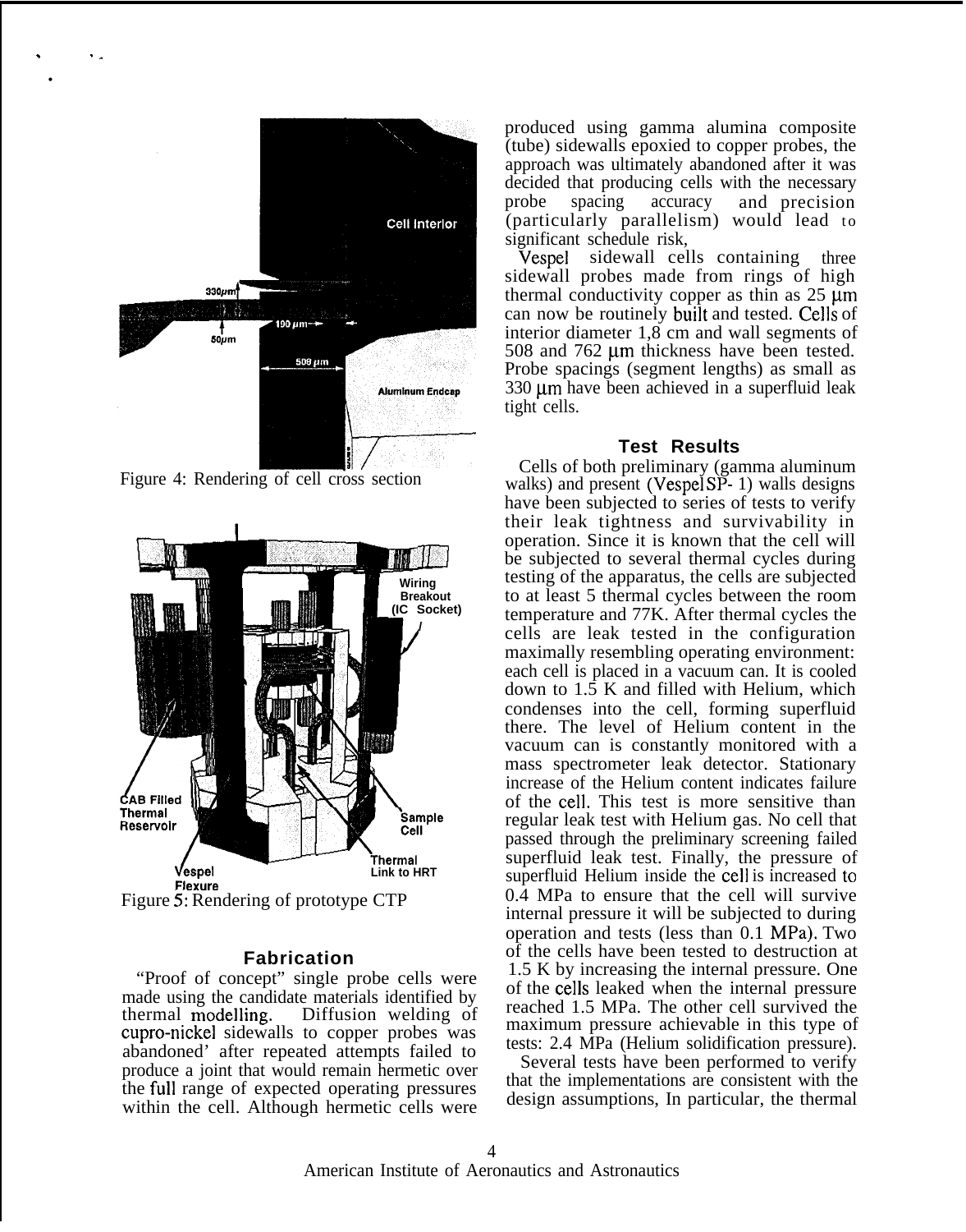Figure 4: Rendering of cell cross section

Figure 5: Rendering of prototype CTP

### Fabrication

"Proof of concept" single probe cells were made using the candidate materials identified by thermal modelling. Diffusion welding of cupro-nickel sidewalls to copper probes was abandoned' after repeated attempts failed to produce a joint that would remain hermetic over the full range of expected operating pressures within the cell. Although hermetic cells were produced using gamma alumina composite (tube) sidewalls epoxied to copper probes, the approach was ultimately abandoned after it was decided that producing cells with the necessary probe spacing accuracy and precision (particularly parallelism) would lead to significant schedule risk,

Vespel sidewall cells containing three sidewall probes made from rings of high thermal conductivity copper as thin as 25 μm can now be routinely built and tested. Cells of interior diameter 1,8 cm and wall segments of 508 and 762 μm thickness have been tested. Probe spacings (segment lengths) as small as 330 μm have been achieved in a superfluid leak tight cells.

### Test Results

Cells of both preliminary (gamma aluminum walks) and present (Vespel SP- 1) walls designs have been subjected to series of tests to verify their leak tightness and survivability in operation. Since it is known that the cell will be subjected to several thermal cycles during testing of the apparatus, the cells are subjected to at least 5 thermal cycles between the room temperature and 77K. After thermal cycles the cells are leak tested in the configuration maximally resembling operating environment: each cell is placed in a vacuum can. It is cooled down to 1.5 K and filled with Helium, which condenses into the cell, forming superfluid there. The level of Helium content in the vacuum can is constantly monitored with a mass spectrometer leak detector. Stationary increase of the Helium content indicates failure of the cell. This test is more sensitive than regular leak test with Helium gas. No cell that passed through the preliminary screening failed superfluid leak test. Finally, the pressure of superfluid Helium inside the cell is increased to 0.4 MPa to ensure that the cell will survive internal pressure it will be subjected to during operation and tests (less than 0.1 MPa). Two of the cells have been tested to destruction at 1.5 K by increasing the internal pressure. One of the cells leaked when the internal pressure reached 1.5 MPa. The other cell survived the maximum pressure achievable in this type of tests: 2.4 MPa (Helium solidification pressure).

Several tests have been performed to verify that the implementations are consistent with the design assumptions, In particular, the thermal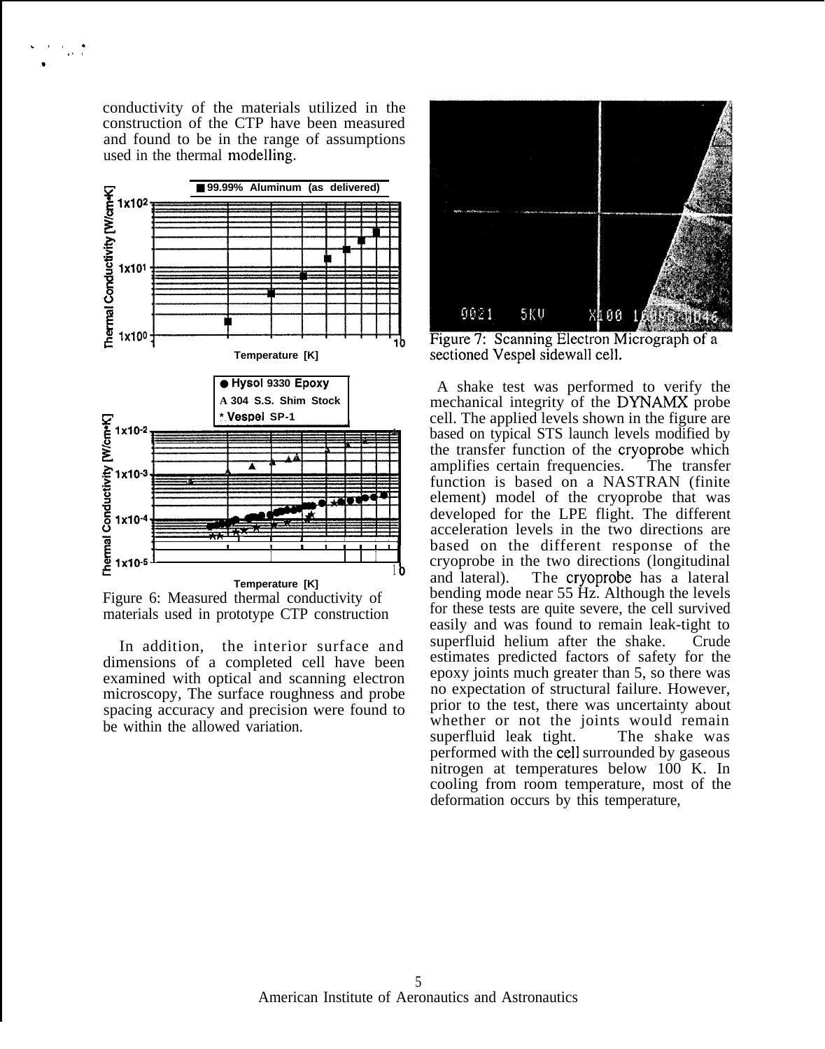conductivity of the materials utilized in the construction of the CTP have been measured and found to be in the range of assumptions used in the thermal modelling.

Figure 6: Measured thermal conductivity of materials used in prototype CTP construction

In addition, the interior surface and dimensions of a completed cell have been examined with optical and scanning electron microscopy, The surface roughness and probe spacing accuracy and precision were found to be within the allowed variation.

Figure 7: Scanning Electron Micrograph of a sectioned Vespel sidewall cell.

A shake test was performed to verify the mechanical integrity of the DYNAMX probe cell. The applied levels shown in the figure are based on typical STS launch levels modified by the transfer function of the cryoprobe which amplifies certain frequencies. The transfer function is based on a NASTRAN (finite element) model of the cryoprobe that was developed for the LPE flight. The different acceleration levels in the two directions are based on the different response of the cryoprobe in the two directions (longitudinal and lateral). The cryoprobe has a lateral bending mode near 55 Hz. Although the levels for these tests are quite severe, the cell survived easily and was found to remain leak-tight to superfluid helium after the shake. Crude estimates predicted factors of safety for the epoxy joints much greater than 5, so there was no expectation of structural failure. However, prior to the test, there was uncertainty about whether or not the joints would remain superfluid leak tight. The shake was performed with the cell surrounded by gaseous nitrogen at temperatures below 100 K. In cooling from room temperature, most of the deformation occurs by this temperature,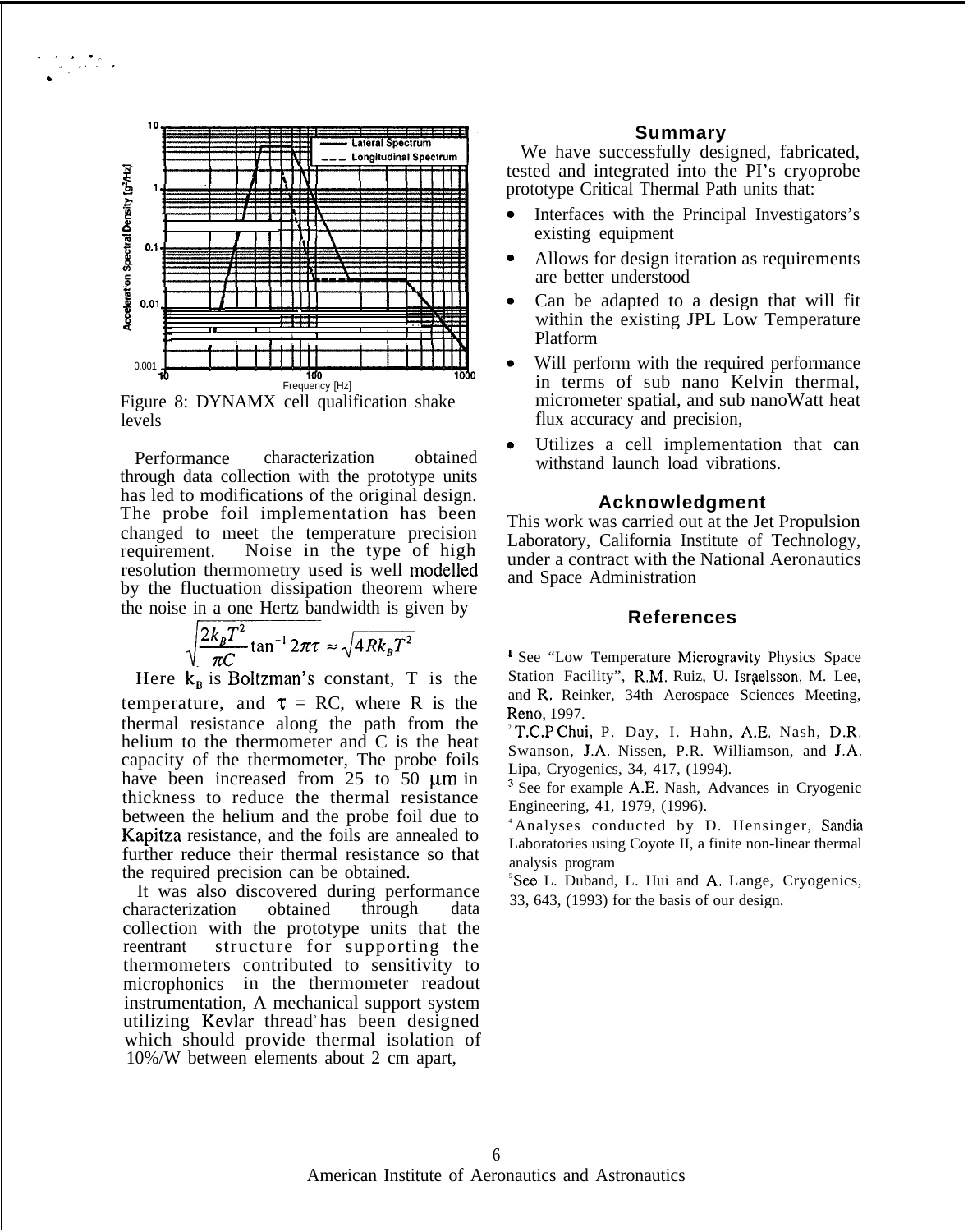10

Lateral Spectrum

Longitudinal Spectrum

Acceleration Spectral Density [g²/Hz]

1

0.1

0.01

0.001

10

100

1000

Frequency [Hz]

Figure 8: DYNAMX cell qualification shake levels

Performance characterization obtained through data collection with the prototype units has led to modifications of the original design. The probe foil implementation has been changed to meet the temperature precision requirement. Noise in the type of high resolution thermometry used is well modelled by the fluctuation dissipation theorem where the noise in a one Hertz bandwidth is given by

$$\sqrt{\frac{2k_BT^2}{\pi C}\tan^{-1}2\pi\tau} \approx \sqrt{4Rk_BT^2}$$

Here $k_B$ is Boltzman's constant, T is the temperature, and $\tau$ = RC, where R is the thermal resistance along the path from the helium to the thermometer and C is the heat capacity of the thermometer, The probe foils have been increased from 25 to 50 μm in thickness to reduce the thermal resistance between the helium and the probe foil due to Kapitza resistance, and the foils are annealed to further reduce their thermal resistance so that the required precision can be obtained.

It was also discovered during performance characterization obtained through data collection with the prototype units that the reentrant structure for supporting the thermometers contributed to sensitivity to microphonics in the thermometer readout instrumentation, A mechanical support system utilizing Kevlar thread[5] has been designed which should provide thermal isolation of 10%/W between elements about 2 cm apart,

## Summary

We have successfully designed, fabricated, tested and integrated into the PI's cryoprobe prototype Critical Thermal Path units that:

- Interfaces with the Principal Investigators's existing equipment
- Allows for design iteration as requirements are better understood
- Can be adapted to a design that will fit within the existing JPL Low Temperature Platform
- Will perform with the required performance in terms of sub nano Kelvin thermal, micrometer spatial, and sub nanoWatt heat flux accuracy and precision,
- Utilizes a cell implementation that can withstand launch load vibrations.

## Acknowledgment

This work was carried out at the Jet Propulsion Laboratory, California Institute of Technology, under a contract with the National Aeronautics and Space Administration

## References

[1] See "Low Temperature Microgravity Physics Space Station Facility", R.M. Ruiz, U. Israelsson, M. Lee, and R. Reinker, 34th Aerospace Sciences Meeting, Reno, 1997.

[2] T.C.P Chui, P. Day, I. Hahn, A.E. Nash, D.R. Swanson, J.A. Nissen, P.R. Williamson, and J.A. Lipa, Cryogenics, 34, 417, (1994).

[3] See for example A.E. Nash, Advances in Cryogenic Engineering, 41, 1979, (1996).

[4] Analyses conducted by D. Hensinger, Sandia Laboratories using Coyote II, a finite non-linear thermal analysis program

[5] See L. Duband, L. Hui and A. Lange, Cryogenics, 33, 643, (1993) for the basis of our design.